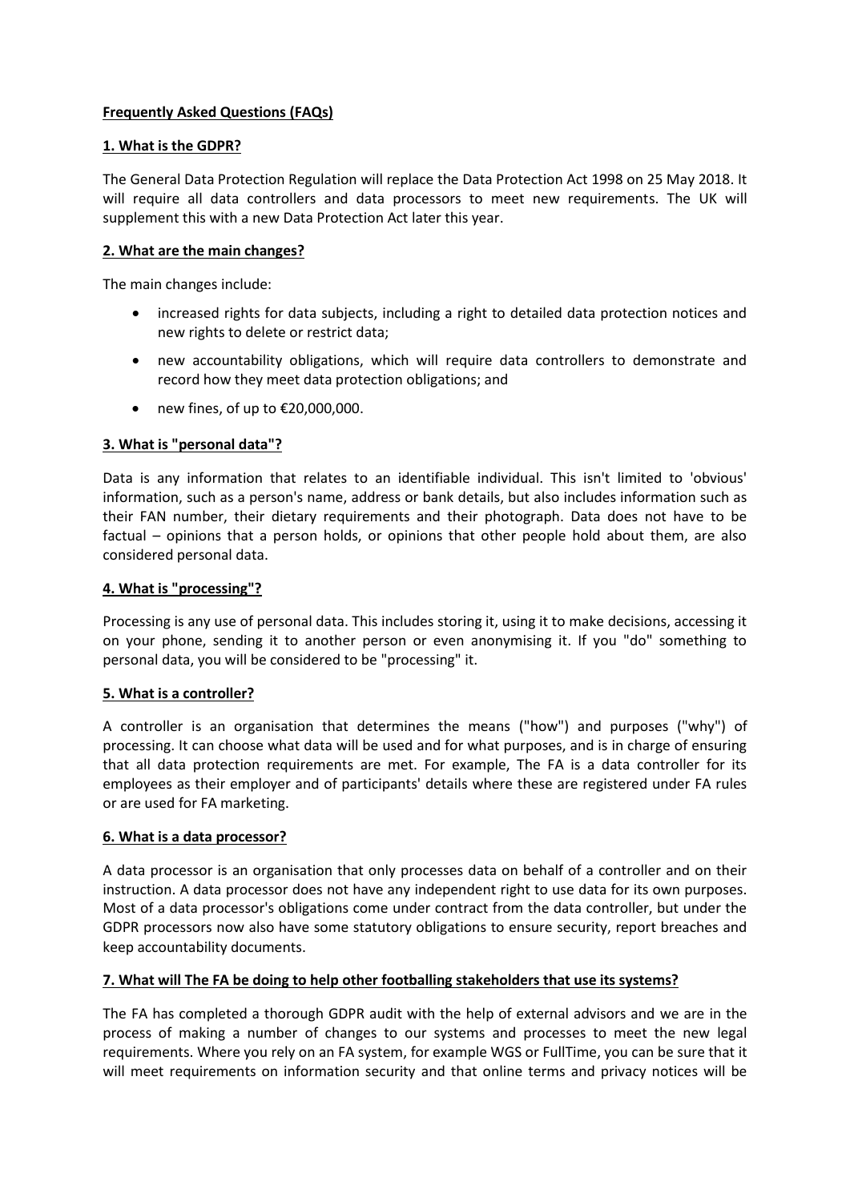## **Frequently Asked Questions (FAQs)**

### **1. What is the GDPR?**

The General Data Protection Regulation will replace the Data Protection Act 1998 on 25 May 2018. It will require all data controllers and data processors to meet new requirements. The UK will supplement this with a new Data Protection Act later this year.

### **2. What are the main changes?**

The main changes include:

- increased rights for data subjects, including a right to detailed data protection notices and new rights to delete or restrict data;
- new accountability obligations, which will require data controllers to demonstrate and record how they meet data protection obligations; and
- new fines, of up to €20,000,000.

### **3. What is "personal data"?**

Data is any information that relates to an identifiable individual. This isn't limited to 'obvious' information, such as a person's name, address or bank details, but also includes information such as their FAN number, their dietary requirements and their photograph. Data does not have to be factual – opinions that a person holds, or opinions that other people hold about them, are also considered personal data.

### **4. What is "processing"?**

Processing is any use of personal data. This includes storing it, using it to make decisions, accessing it on your phone, sending it to another person or even anonymising it. If you "do" something to personal data, you will be considered to be "processing" it.

### **5. What is a controller?**

A controller is an organisation that determines the means ("how") and purposes ("why") of processing. It can choose what data will be used and for what purposes, and is in charge of ensuring that all data protection requirements are met. For example, The FA is a data controller for its employees as their employer and of participants' details where these are registered under FA rules or are used for FA marketing.

### **6. What is a data processor?**

A data processor is an organisation that only processes data on behalf of a controller and on their instruction. A data processor does not have any independent right to use data for its own purposes. Most of a data processor's obligations come under contract from the data controller, but under the GDPR processors now also have some statutory obligations to ensure security, report breaches and keep accountability documents.

### **7. What will The FA be doing to help other footballing stakeholders that use its systems?**

The FA has completed a thorough GDPR audit with the help of external advisors and we are in the process of making a number of changes to our systems and processes to meet the new legal requirements. Where you rely on an FA system, for example WGS or FullTime, you can be sure that it will meet requirements on information security and that online terms and privacy notices will be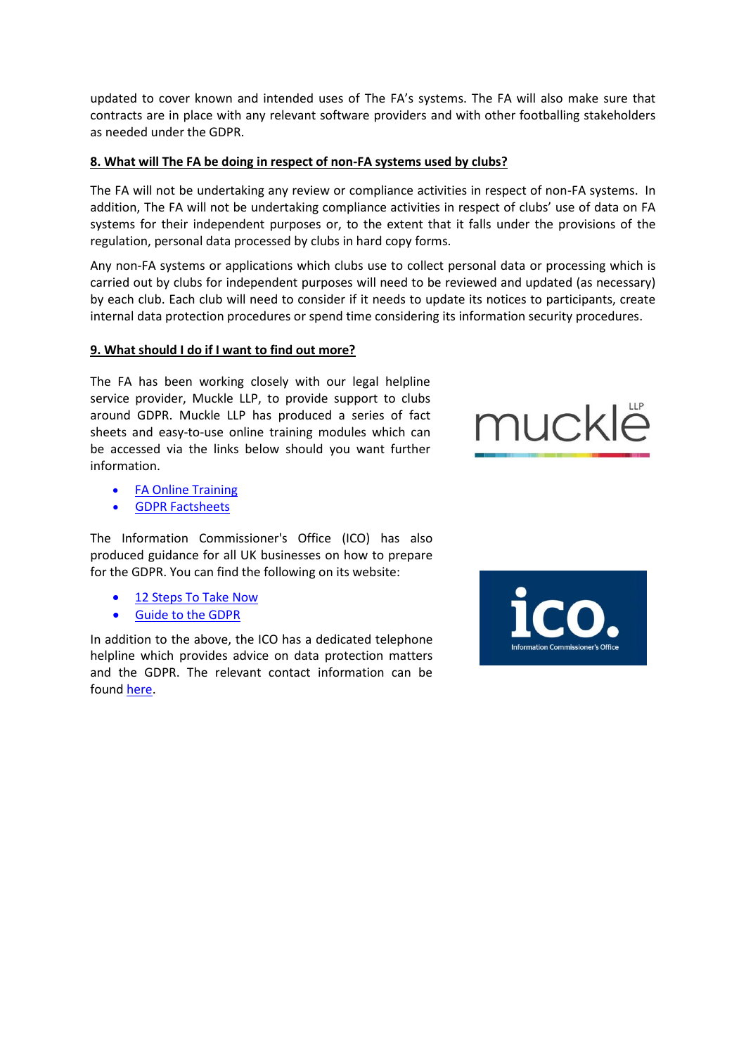updated to cover known and intended uses of The FA's systems. The FA will also make sure that contracts are in place with any relevant software providers and with other footballing stakeholders as needed under the GDPR.

**8. What will The FA be doing in respect of non-FA systems used by clubs?**

The FA will not be undertaking any review or compliance activities in respect of non-FA systems. In addition, The FA will not be undertaking compliance activities in respect of clubs' use of data on FA systems for their independent purposes or, to the extent that it falls under the provisions of the regulation, personal data processed by clubs in hard copy forms.

Any non-FA systems or applications which clubs use to collect personal data or processing which is carried out by clubs for independent purposes will need to be reviewed and updated (as necessary) by each club. Each club will need to consider if it needs to update its notices to participants, create internal data protection procedures or spend time considering its information security procedures.

**9. What should I do if I want to find out more?**

The FA has been working closely with our legal helpline service provider, Muckle LLP, to provide support to clubs around GDPR. Muckle LLP has produced a series of fact sheets and easy-to-use online training modules which can be accessed via the links below should you want further information.

- FA Online Training
- GDPR Factsheets

The Information Commissioner's Office (ICO) has also produced guidance for all UK businesses on how to prepare for the GDPR. You can find the following on its website:

- 12 Steps To Take Now
- Guide to the GDPR

In addition to the above, the ICO has a dedicated telephone helpline which provides advice on data protection matters and the GDPR. The relevant contact information can be found here.